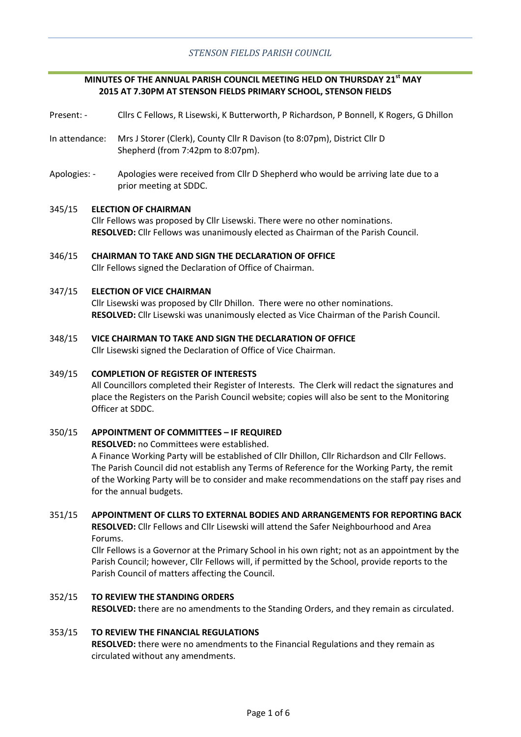*STENSON FIELDS PARISH COUNCIL*

**MINUTES OF THE ANNUAL PARISH COUNCIL MEETING HELD ON THURSDAY 21st MAY 2015 AT 7.30PM AT STENSON FIELDS PRIMARY SCHOOL, STENSON FIELDS**

Present: - Cllrs C Fellows, R Lisewski, K Butterworth, P Richardson, P Bonnell, K Rogers, G Dhillon

In attendance: Mrs J Storer (Clerk), County Cllr R Davison (to 8:07pm), District Cllr D Shepherd (from 7:42pm to 8:07pm).

Apologies: - Apologies were received from Cllr D Shepherd who would be arriving late due to a prior meeting at SDDC.

345/15 **ELECTION OF CHAIRMAN**
Cllr Fellows was proposed by Cllr Lisewski. There were no other nominations.
**RESOLVED:** Cllr Fellows was unanimously elected as Chairman of the Parish Council.

346/15 **CHAIRMAN TO TAKE AND SIGN THE DECLARATION OF OFFICE**
Cllr Fellows signed the Declaration of Office of Chairman.

347/15 **ELECTION OF VICE CHAIRMAN**
Cllr Lisewski was proposed by Cllr Dhillon. There were no other nominations.
**RESOLVED:** Cllr Lisewski was unanimously elected as Vice Chairman of the Parish Council.

348/15 **VICE CHAIRMAN TO TAKE AND SIGN THE DECLARATION OF OFFICE**
Cllr Lisewski signed the Declaration of Office of Vice Chairman.

349/15 **COMPLETION OF REGISTER OF INTERESTS**
All Councillors completed their Register of Interests. The Clerk will redact the signatures and place the Registers on the Parish Council website; copies will also be sent to the Monitoring Officer at SDDC.

350/15 **APPOINTMENT OF COMMITTEES – IF REQUIRED**
**RESOLVED:** no Committees were established.
A Finance Working Party will be established of Cllr Dhillon, Cllr Richardson and Cllr Fellows. The Parish Council did not establish any Terms of Reference for the Working Party, the remit of the Working Party will be to consider and make recommendations on the staff pay rises and for the annual budgets.

351/15 **APPOINTMENT OF CLLRS TO EXTERNAL BODIES AND ARRANGEMENTS FOR REPORTING BACK**
**RESOLVED:** Cllr Fellows and Cllr Lisewski will attend the Safer Neighbourhood and Area Forums.
Cllr Fellows is a Governor at the Primary School in his own right; not as an appointment by the Parish Council; however, Cllr Fellows will, if permitted by the School, provide reports to the Parish Council of matters affecting the Council.

352/15 **TO REVIEW THE STANDING ORDERS**
**RESOLVED:** there are no amendments to the Standing Orders, and they remain as circulated.

353/15 **TO REVIEW THE FINANCIAL REGULATIONS**
**RESOLVED:** there were no amendments to the Financial Regulations and they remain as circulated without any amendments.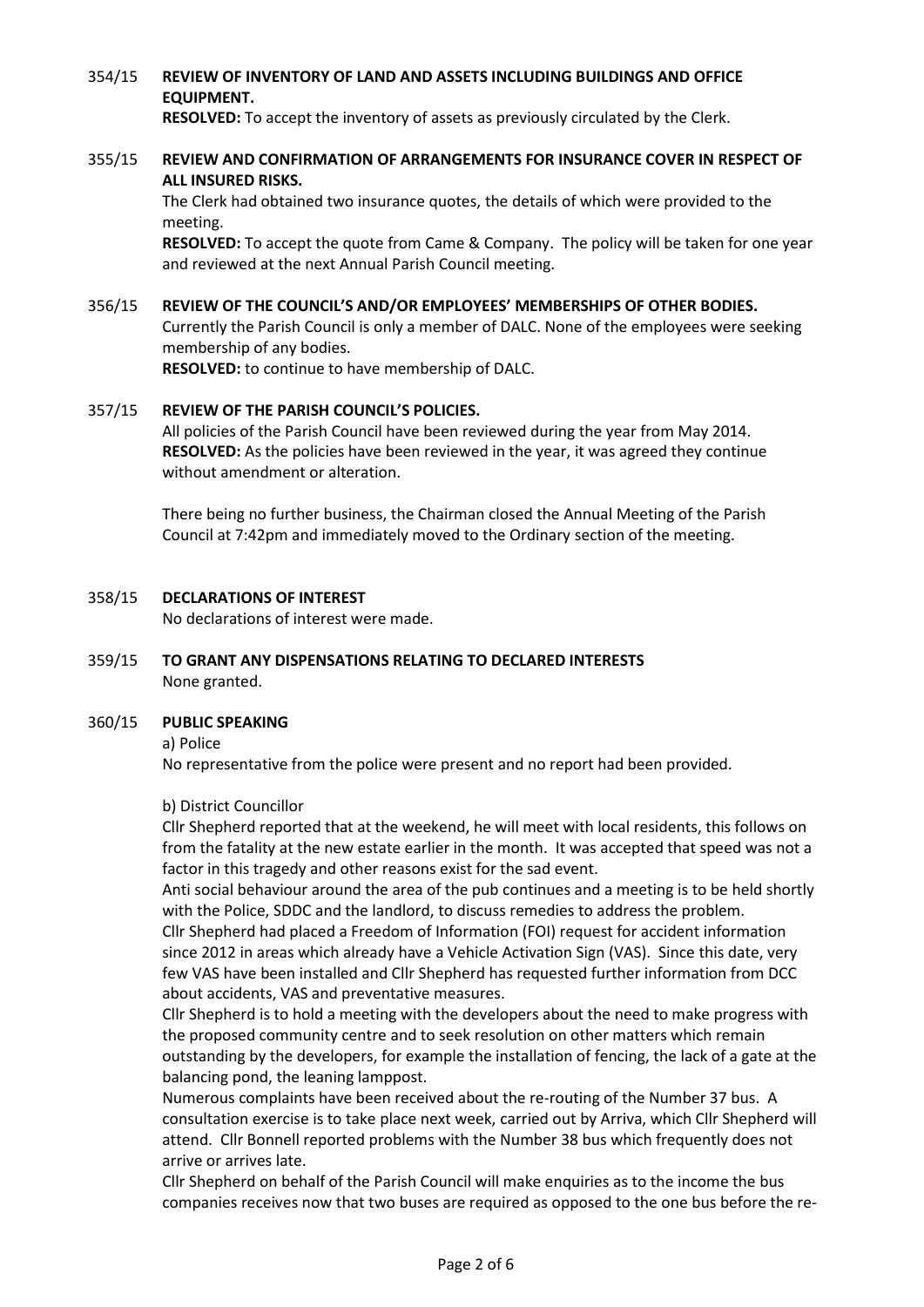354/15 **REVIEW OF INVENTORY OF LAND AND ASSETS INCLUDING BUILDINGS AND OFFICE EQUIPMENT.**

**RESOLVED:** To accept the inventory of assets as previously circulated by the Clerk.

355/15 **REVIEW AND CONFIRMATION OF ARRANGEMENTS FOR INSURANCE COVER IN RESPECT OF ALL INSURED RISKS.**

The Clerk had obtained two insurance quotes, the details of which were provided to the meeting.

**RESOLVED:** To accept the quote from Came & Company. The policy will be taken for one year and reviewed at the next Annual Parish Council meeting.

356/15 **REVIEW OF THE COUNCIL'S AND/OR EMPLOYEES' MEMBERSHIPS OF OTHER BODIES.**

Currently the Parish Council is only a member of DALC. None of the employees were seeking membership of any bodies.

**RESOLVED:** to continue to have membership of DALC.

357/15 **REVIEW OF THE PARISH COUNCIL'S POLICIES.**

All policies of the Parish Council have been reviewed during the year from May 2014.

**RESOLVED:** As the policies have been reviewed in the year, it was agreed they continue without amendment or alteration.

There being no further business, the Chairman closed the Annual Meeting of the Parish Council at 7:42pm and immediately moved to the Ordinary section of the meeting.

358/15 **DECLARATIONS OF INTEREST**

No declarations of interest were made.

359/15 **TO GRANT ANY DISPENSATIONS RELATING TO DECLARED INTERESTS**

None granted.

360/15 **PUBLIC SPEAKING**

a) Police

No representative from the police were present and no report had been provided.

b) District Councillor

Cllr Shepherd reported that at the weekend, he will meet with local residents, this follows on from the fatality at the new estate earlier in the month. It was accepted that speed was not a factor in this tragedy and other reasons exist for the sad event.

Anti social behaviour around the area of the pub continues and a meeting is to be held shortly with the Police, SDDC and the landlord, to discuss remedies to address the problem.

Cllr Shepherd had placed a Freedom of Information (FOI) request for accident information since 2012 in areas which already have a Vehicle Activation Sign (VAS). Since this date, very few VAS have been installed and Cllr Shepherd has requested further information from DCC about accidents, VAS and preventative measures.

Cllr Shepherd is to hold a meeting with the developers about the need to make progress with the proposed community centre and to seek resolution on other matters which remain outstanding by the developers, for example the installation of fencing, the lack of a gate at the balancing pond, the leaning lamppost.

Numerous complaints have been received about the re-routing of the Number 37 bus. A consultation exercise is to take place next week, carried out by Arriva, which Cllr Shepherd will attend. Cllr Bonnell reported problems with the Number 38 bus which frequently does not arrive or arrives late.

Cllr Shepherd on behalf of the Parish Council will make enquiries as to the income the bus companies receives now that two buses are required as opposed to the one bus before the re-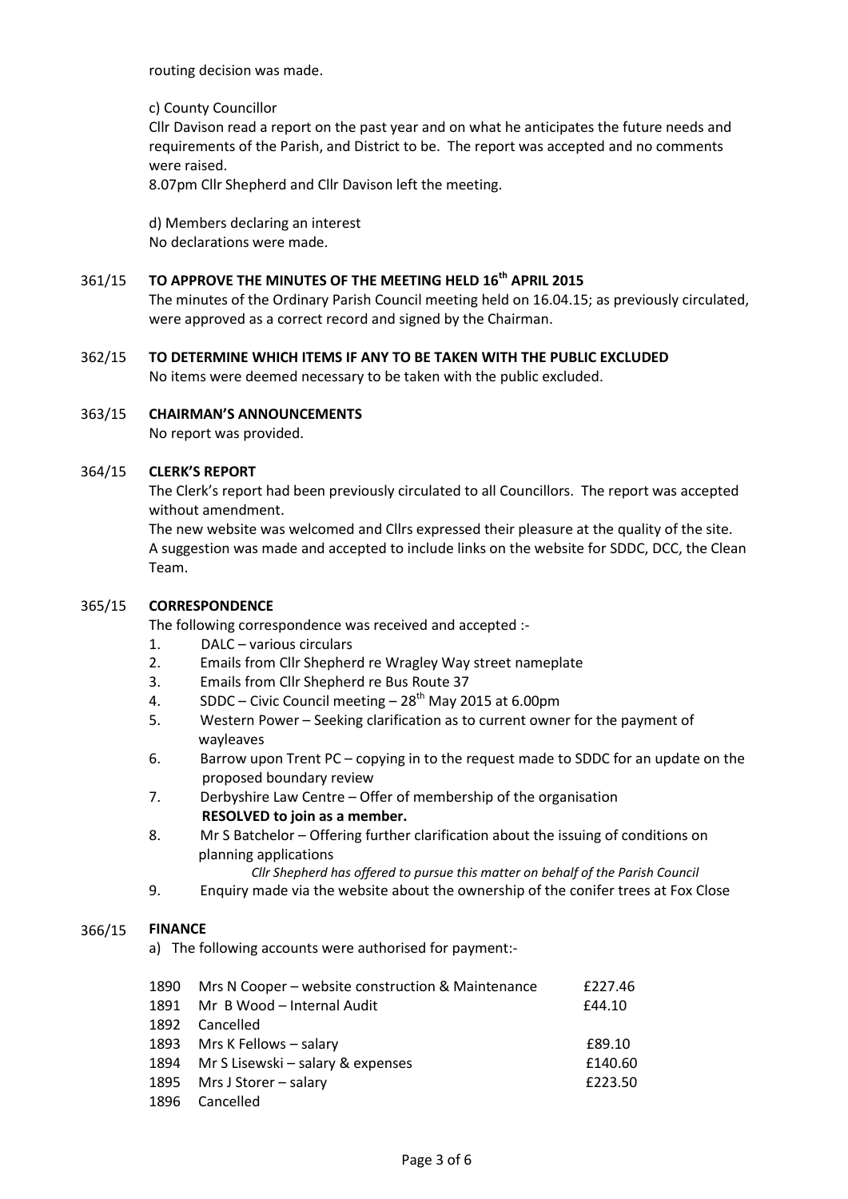routing decision was made.

c) County Councillor

Cllr Davison read a report on the past year and on what he anticipates the future needs and requirements of the Parish, and District to be. The report was accepted and no comments were raised.

8.07pm Cllr Shepherd and Cllr Davison left the meeting.

d) Members declaring an interest

No declarations were made.

### 361/15 TO APPROVE THE MINUTES OF THE MEETING HELD 16th APRIL 2015

The minutes of the Ordinary Parish Council meeting held on 16.04.15; as previously circulated, were approved as a correct record and signed by the Chairman.

### 362/15 TO DETERMINE WHICH ITEMS IF ANY TO BE TAKEN WITH THE PUBLIC EXCLUDED

No items were deemed necessary to be taken with the public excluded.

### 363/15 CHAIRMAN'S ANNOUNCEMENTS

No report was provided.

### 364/15 CLERK'S REPORT

The Clerk's report had been previously circulated to all Councillors. The report was accepted without amendment.

The new website was welcomed and Cllrs expressed their pleasure at the quality of the site. A suggestion was made and accepted to include links on the website for SDDC, DCC, the Clean Team.

### 365/15 CORRESPONDENCE

The following correspondence was received and accepted :-

1. DALC – various circulars
2. Emails from Cllr Shepherd re Wragley Way street nameplate
3. Emails from Cllr Shepherd re Bus Route 37
4. SDDC – Civic Council meeting – 28th May 2015 at 6.00pm
5. Western Power – Seeking clarification as to current owner for the payment of wayleaves
6. Barrow upon Trent PC – copying in to the request made to SDDC for an update on the proposed boundary review
7. Derbyshire Law Centre – Offer of membership of the organisation
   **RESOLVED to join as a member.**
8. Mr S Batchelor – Offering further clarification about the issuing of conditions on planning applications
   *Cllr Shepherd has offered to pursue this matter on behalf of the Parish Council*
9. Enquiry made via the website about the ownership of the conifer trees at Fox Close

### 366/15 FINANCE

a) The following accounts were authorised for payment:-

| | | |
|---|---|---|
| 1890 | Mrs N Cooper – website construction & Maintenance | £227.46 |
| 1891 | Mr B Wood – Internal Audit | £44.10 |
| 1892 | Cancelled | |
| 1893 | Mrs K Fellows – salary | £89.10 |
| 1894 | Mr S Lisewski – salary & expenses | £140.60 |
| 1895 | Mrs J Storer – salary | £223.50 |
| 1896 | Cancelled | |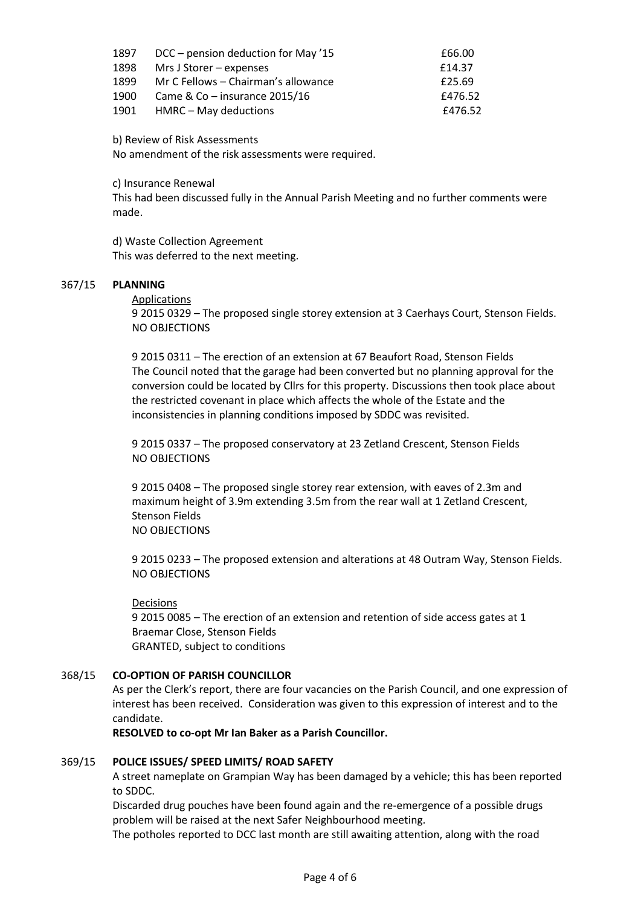| | | |
|---|---|---|
| 1897 | DCC – pension deduction for May '15 | £66.00 |
| 1898 | Mrs J Storer – expenses | £14.37 |
| 1899 | Mr C Fellows – Chairman's allowance | £25.69 |
| 1900 | Came & Co – insurance 2015/16 | £476.52 |
| 1901 | HMRC – May deductions | £476.52 |

b) Review of Risk Assessments
No amendment of the risk assessments were required.

c) Insurance Renewal
This had been discussed fully in the Annual Parish Meeting and no further comments were made.

d) Waste Collection Agreement
This was deferred to the next meeting.

367/15 **PLANNING**

Applications

9 2015 0329 – The proposed single storey extension at 3 Caerhays Court, Stenson Fields.
NO OBJECTIONS

9 2015 0311 – The erection of an extension at 67 Beaufort Road, Stenson Fields
The Council noted that the garage had been converted but no planning approval for the conversion could be located by Cllrs for this property. Discussions then took place about the restricted covenant in place which affects the whole of the Estate and the inconsistencies in planning conditions imposed by SDDC was revisited.

9 2015 0337 – The proposed conservatory at 23 Zetland Crescent, Stenson Fields
NO OBJECTIONS

9 2015 0408 – The proposed single storey rear extension, with eaves of 2.3m and maximum height of 3.9m extending 3.5m from the rear wall at 1 Zetland Crescent, Stenson Fields
NO OBJECTIONS

9 2015 0233 – The proposed extension and alterations at 48 Outram Way, Stenson Fields.
NO OBJECTIONS

Decisions

9 2015 0085 – The erection of an extension and retention of side access gates at 1 Braemar Close, Stenson Fields
GRANTED, subject to conditions

368/15 **CO-OPTION OF PARISH COUNCILLOR**

As per the Clerk's report, there are four vacancies on the Parish Council, and one expression of interest has been received. Consideration was given to this expression of interest and to the candidate.

**RESOLVED to co-opt Mr Ian Baker as a Parish Councillor.**

369/15 **POLICE ISSUES/ SPEED LIMITS/ ROAD SAFETY**

A street nameplate on Grampian Way has been damaged by a vehicle; this has been reported to SDDC.

Discarded drug pouches have been found again and the re-emergence of a possible drugs problem will be raised at the next Safer Neighbourhood meeting.

The potholes reported to DCC last month are still awaiting attention, along with the road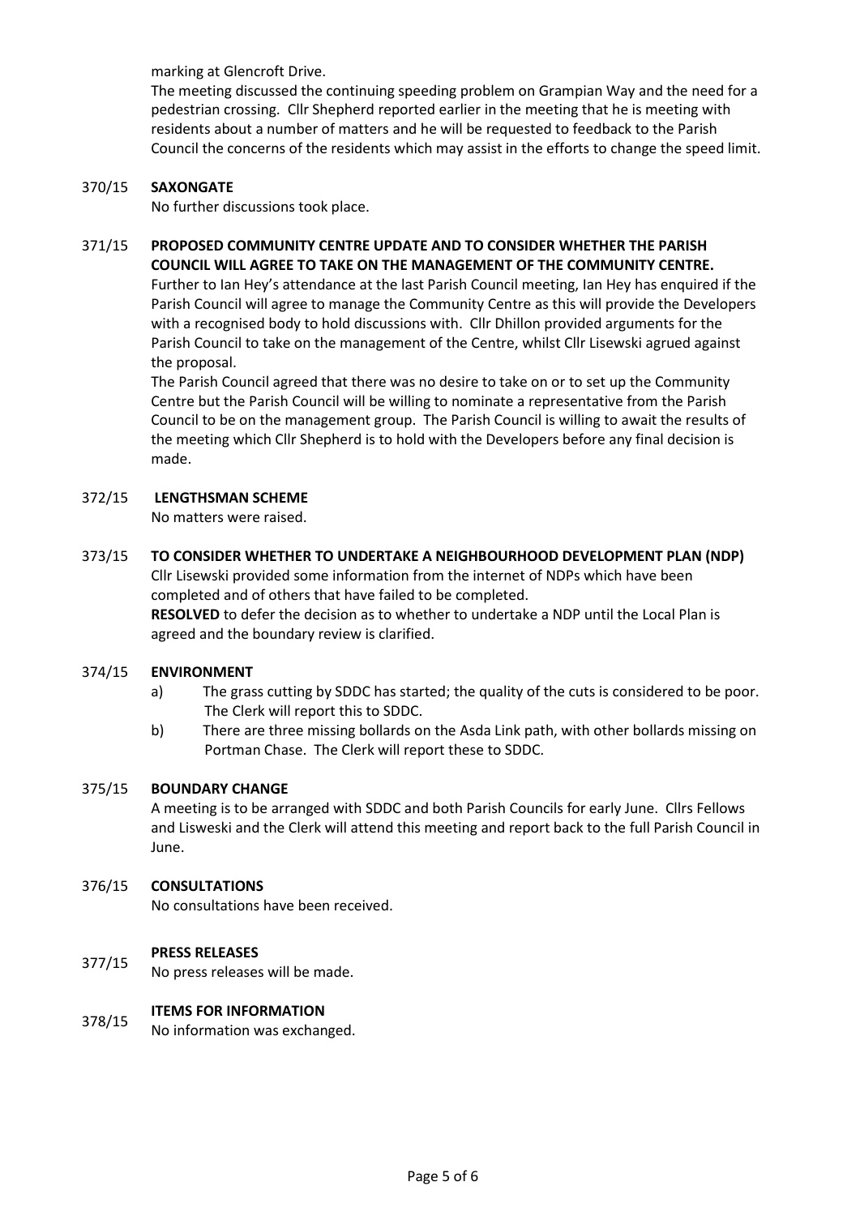marking at Glencroft Drive.

The meeting discussed the continuing speeding problem on Grampian Way and the need for a pedestrian crossing. Cllr Shepherd reported earlier in the meeting that he is meeting with residents about a number of matters and he will be requested to feedback to the Parish Council the concerns of the residents which may assist in the efforts to change the speed limit.

370/15 **SAXONGATE**

No further discussions took place.

371/15 **PROPOSED COMMUNITY CENTRE UPDATE AND TO CONSIDER WHETHER THE PARISH COUNCIL WILL AGREE TO TAKE ON THE MANAGEMENT OF THE COMMUNITY CENTRE.**

Further to Ian Hey's attendance at the last Parish Council meeting, Ian Hey has enquired if the Parish Council will agree to manage the Community Centre as this will provide the Developers with a recognised body to hold discussions with. Cllr Dhillon provided arguments for the Parish Council to take on the management of the Centre, whilst Cllr Lisewski agrued against the proposal.

The Parish Council agreed that there was no desire to take on or to set up the Community Centre but the Parish Council will be willing to nominate a representative from the Parish Council to be on the management group. The Parish Council is willing to await the results of the meeting which Cllr Shepherd is to hold with the Developers before any final decision is made.

372/15 **LENGTHSMAN SCHEME**

No matters were raised.

373/15 **TO CONSIDER WHETHER TO UNDERTAKE A NEIGHBOURHOOD DEVELOPMENT PLAN (NDP)**

Cllr Lisewski provided some information from the internet of NDPs which have been completed and of others that have failed to be completed.

**RESOLVED** to defer the decision as to whether to undertake a NDP until the Local Plan is agreed and the boundary review is clarified.

374/15 **ENVIRONMENT**

a) The grass cutting by SDDC has started; the quality of the cuts is considered to be poor. The Clerk will report this to SDDC.

b) There are three missing bollards on the Asda Link path, with other bollards missing on Portman Chase. The Clerk will report these to SDDC.

375/15 **BOUNDARY CHANGE**

A meeting is to be arranged with SDDC and both Parish Councils for early June. Cllrs Fellows and Lisweski and the Clerk will attend this meeting and report back to the full Parish Council in June.

376/15 **CONSULTATIONS**

No consultations have been received.

377/15 **PRESS RELEASES**

No press releases will be made.

378/15 **ITEMS FOR INFORMATION**

No information was exchanged.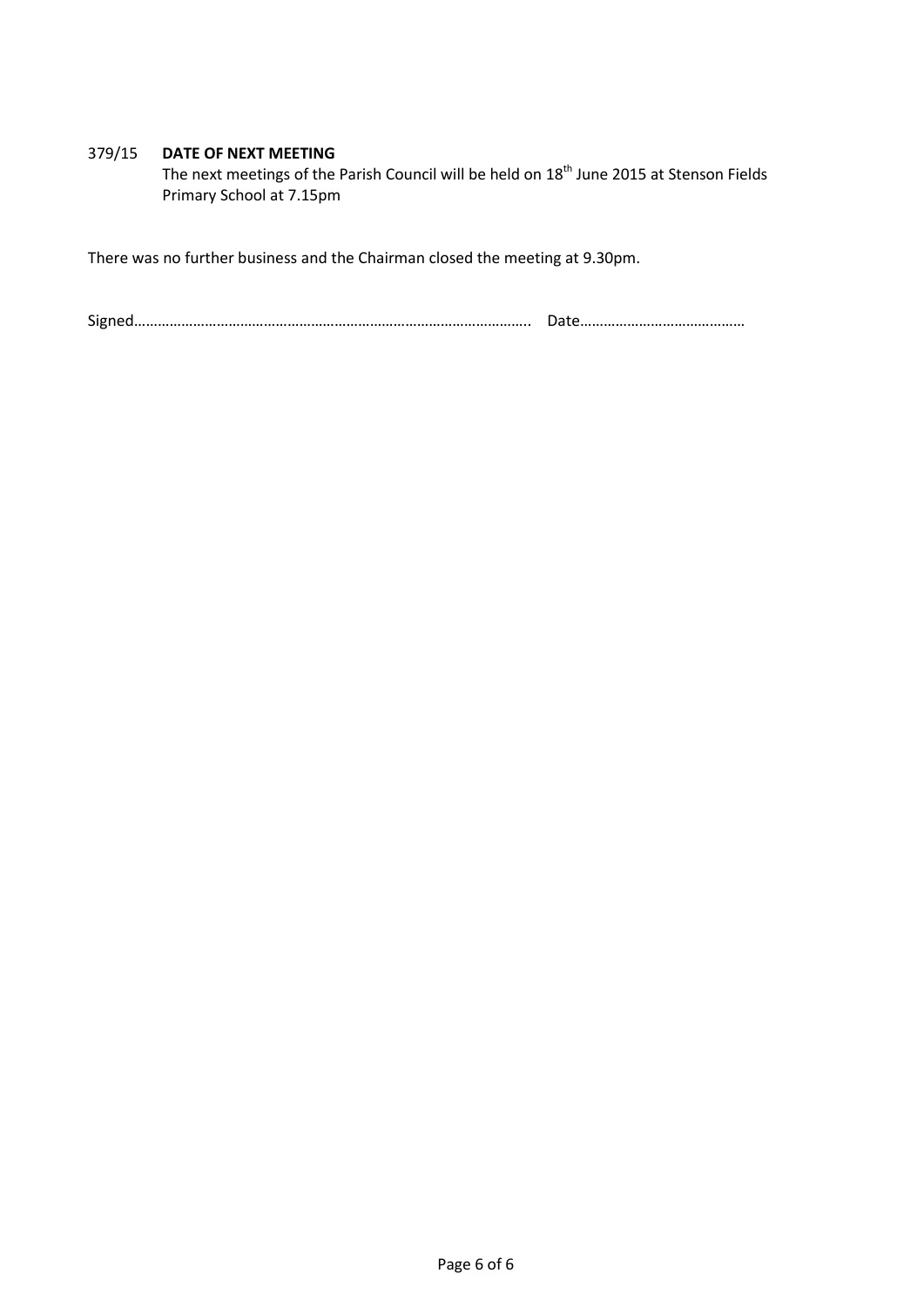379/15 **DATE OF NEXT MEETING**

The next meetings of the Parish Council will be held on 18th June 2015 at Stenson Fields Primary School at 7.15pm

There was no further business and the Chairman closed the meeting at 9.30pm.

Signed………………………………………………………………………………….. Date……………………………………